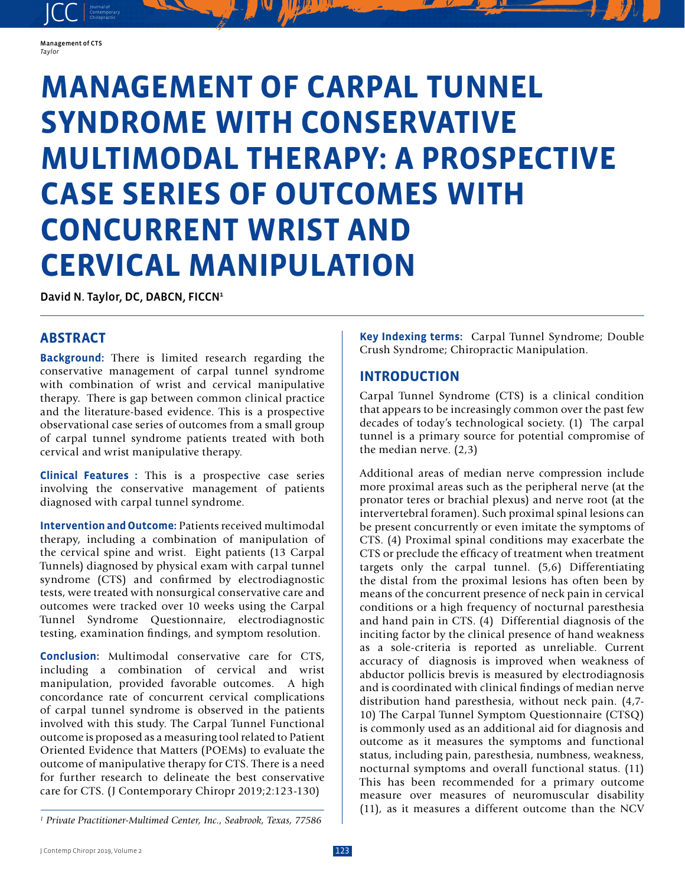# MANAGEMENT OF CARPAL TUNNEL SYNDROME WITH CONSERVATIVE MULTIMODAL THERAPY: A PROSPECTIVE CASE SERIES OF OUTCOMES WITH CONCURRENT WRIST AND CERVICAL MANIPULATION

David N. Taylor, DC, DABCN, FICCN[1]

## ABSTRACT

**Background:** There is limited research regarding the conservative management of carpal tunnel syndrome with combination of wrist and cervical manipulative therapy. There is gap between common clinical practice and the literature-based evidence. This is a prospective observational case series of outcomes from a small group of carpal tunnel syndrome patients treated with both cervical and wrist manipulative therapy.

**Clinical Features :** This is a prospective case series involving the conservative management of patients diagnosed with carpal tunnel syndrome.

**Intervention and Outcome:** Patients received multimodal therapy, including a combination of manipulation of the cervical spine and wrist. Eight patients (13 Carpal Tunnels) diagnosed by physical exam with carpal tunnel syndrome (CTS) and confirmed by electrodiagnostic tests, were treated with nonsurgical conservative care and outcomes were tracked over 10 weeks using the Carpal Tunnel Syndrome Questionnaire, electrodiagnostic testing, examination findings, and symptom resolution.

**Conclusion:** Multimodal conservative care for CTS, including a combination of cervical and wrist manipulation, provided favorable outcomes. A high concordance rate of concurrent cervical complications of carpal tunnel syndrome is observed in the patients involved with this study. The Carpal Tunnel Functional outcome is proposed as a measuring tool related to Patient Oriented Evidence that Matters (POEMs) to evaluate the outcome of manipulative therapy for CTS. There is a need for further research to delineate the best conservative care for CTS. (J Contemporary Chiropr 2019;2:123-130)

[1] *Private Practitioner-Multimed Center, Inc., Seabrook, Texas, 77586*

**Key Indexing terms:** Carpal Tunnel Syndrome; Double Crush Syndrome; Chiropractic Manipulation.

## INTRODUCTION

Carpal Tunnel Syndrome (CTS) is a clinical condition that appears to be increasingly common over the past few decades of today's technological society. (1) The carpal tunnel is a primary source for potential compromise of the median nerve. (2,3)

Additional areas of median nerve compression include more proximal areas such as the peripheral nerve (at the pronator teres or brachial plexus) and nerve root (at the intervertebral foramen). Such proximal spinal lesions can be present concurrently or even imitate the symptoms of CTS. (4) Proximal spinal conditions may exacerbate the CTS or preclude the efficacy of treatment when treatment targets only the carpal tunnel. (5,6) Differentiating the distal from the proximal lesions has often been by means of the concurrent presence of neck pain in cervical conditions or a high frequency of nocturnal paresthesia and hand pain in CTS. (4) Differential diagnosis of the inciting factor by the clinical presence of hand weakness as a sole-criteria is reported as unreliable. Current accuracy of diagnosis is improved when weakness of abductor pollicis brevis is measured by electrodiagnosis and is coordinated with clinical findings of median nerve distribution hand paresthesia, without neck pain. (4,7-10) The Carpal Tunnel Symptom Questionnaire (CTSQ) is commonly used as an additional aid for diagnosis and outcome as it measures the symptoms and functional status, including pain, paresthesia, numbness, weakness, nocturnal symptoms and overall functional status. (11) This has been recommended for a primary outcome measure over measures of neuromuscular disability (11), as it measures a different outcome than the NCV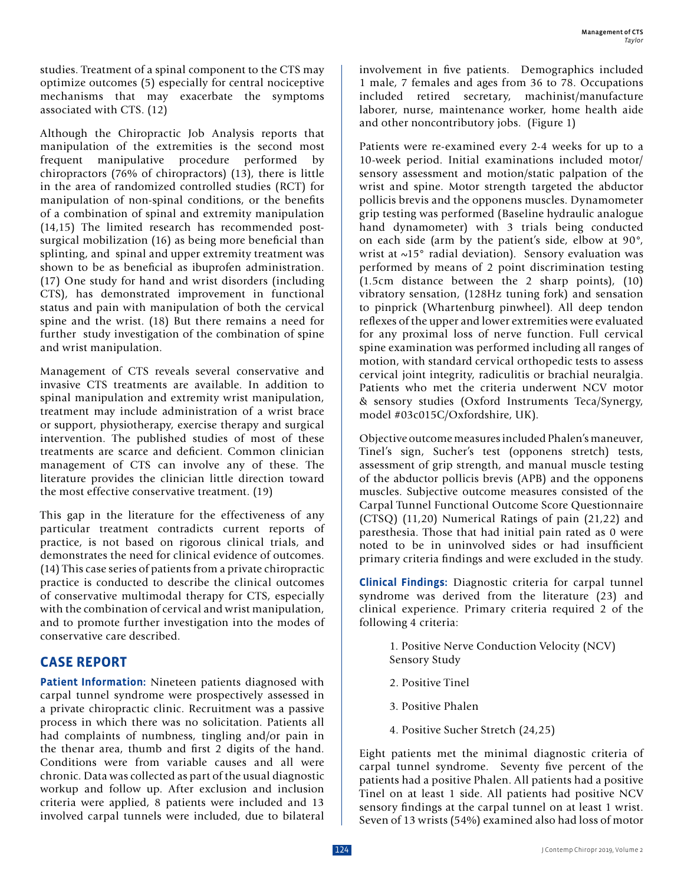studies. Treatment of a spinal component to the CTS may optimize outcomes (5) especially for central nociceptive mechanisms that may exacerbate the symptoms associated with CTS. (12)

Although the Chiropractic Job Analysis reports that manipulation of the extremities is the second most frequent manipulative procedure performed by chiropractors (76% of chiropractors) (13), there is little in the area of randomized controlled studies (RCT) for manipulation of non-spinal conditions, or the benefits of a combination of spinal and extremity manipulation (14,15) The limited research has recommended post-surgical mobilization (16) as being more beneficial than splinting, and spinal and upper extremity treatment was shown to be as beneficial as ibuprofen administration. (17) One study for hand and wrist disorders (including CTS), has demonstrated improvement in functional status and pain with manipulation of both the cervical spine and the wrist. (18) But there remains a need for further study investigation of the combination of spine and wrist manipulation.

Management of CTS reveals several conservative and invasive CTS treatments are available. In addition to spinal manipulation and extremity wrist manipulation, treatment may include administration of a wrist brace or support, physiotherapy, exercise therapy and surgical intervention. The published studies of most of these treatments are scarce and deficient. Common clinician management of CTS can involve any of these. The literature provides the clinician little direction toward the most effective conservative treatment. (19)

This gap in the literature for the effectiveness of any particular treatment contradicts current reports of practice, is not based on rigorous clinical trials, and demonstrates the need for clinical evidence of outcomes. (14) This case series of patients from a private chiropractic practice is conducted to describe the clinical outcomes of conservative multimodal therapy for CTS, especially with the combination of cervical and wrist manipulation, and to promote further investigation into the modes of conservative care described.

## CASE REPORT

**Patient Information:** Nineteen patients diagnosed with carpal tunnel syndrome were prospectively assessed in a private chiropractic clinic. Recruitment was a passive process in which there was no solicitation. Patients all had complaints of numbness, tingling and/or pain in the thenar area, thumb and first 2 digits of the hand. Conditions were from variable causes and all were chronic. Data was collected as part of the usual diagnostic workup and follow up. After exclusion and inclusion criteria were applied, 8 patients were included and 13 involved carpal tunnels were included, due to bilateral involvement in five patients. Demographics included 1 male, 7 females and ages from 36 to 78. Occupations included retired secretary, machinist/manufacture laborer, nurse, maintenance worker, home health aide and other noncontributory jobs. (Figure 1)

Patients were re-examined every 2-4 weeks for up to a 10-week period. Initial examinations included motor/sensory assessment and motion/static palpation of the wrist and spine. Motor strength targeted the abductor pollicis brevis and the opponens muscles. Dynamometer grip testing was performed (Baseline hydraulic analogue hand dynamometer) with 3 trials being conducted on each side (arm by the patient's side, elbow at 90°, wrist at ~15° radial deviation). Sensory evaluation was performed by means of 2 point discrimination testing (1.5cm distance between the 2 sharp points), (10) vibratory sensation, (128Hz tuning fork) and sensation to pinprick (Whartenburg pinwheel). All deep tendon reflexes of the upper and lower extremities were evaluated for any proximal loss of nerve function. Full cervical spine examination was performed including all ranges of motion, with standard cervical orthopedic tests to assess cervical joint integrity, radiculitis or brachial neuralgia. Patients who met the criteria underwent NCV motor & sensory studies (Oxford Instruments Teca/Synergy, model #03c015C/Oxfordshire, UK).

Objective outcome measures included Phalen's maneuver, Tinel's sign, Sucher's test (opponens stretch) tests, assessment of grip strength, and manual muscle testing of the abductor pollicis brevis (APB) and the opponens muscles. Subjective outcome measures consisted of the Carpal Tunnel Functional Outcome Score Questionnaire (CTSQ) (11,20) Numerical Ratings of pain (21,22) and paresthesia. Those that had initial pain rated as 0 were noted to be in uninvolved sides or had insufficient primary criteria findings and were excluded in the study.

**Clinical Findings:** Diagnostic criteria for carpal tunnel syndrome was derived from the literature (23) and clinical experience. Primary criteria required 2 of the following 4 criteria:

1. Positive Nerve Conduction Velocity (NCV) Sensory Study
2. Positive Tinel
3. Positive Phalen
4. Positive Sucher Stretch (24,25)

Eight patients met the minimal diagnostic criteria of carpal tunnel syndrome. Seventy five percent of the patients had a positive Phalen. All patients had a positive Tinel on at least 1 side. All patients had positive NCV sensory findings at the carpal tunnel on at least 1 wrist. Seven of 13 wrists (54%) examined also had loss of motor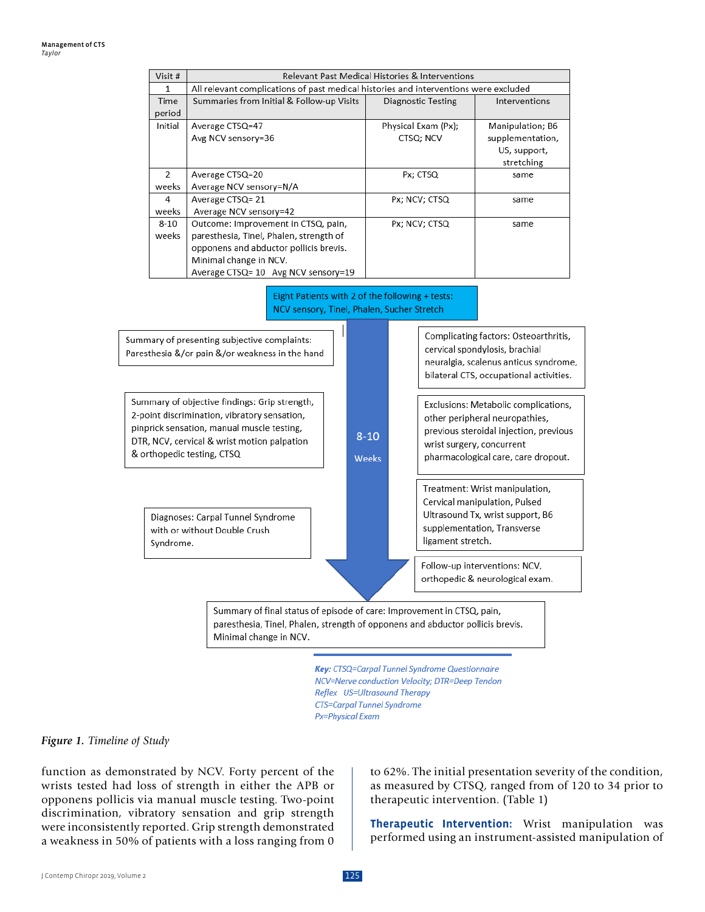| Visit # | Relevant Past Medical Histories & Interventions | | |
|---|---|---|---|
| 1 | All relevant complications of past medical histories and interventions were excluded | | |
| Time period | Summaries from Initial & Follow-up Visits | Diagnostic Testing | Interventions |
| Initial | Average CTSQ=47<br>Avg NCV sensory=36 | Physical Exam (Px); CTSQ; NCV | Manipulation; B6 supplementation, US, support, stretching |
| 2 weeks | Average CTSQ=20<br>Average NCV sensory=N/A | Px; CTSQ | same |
| 4 weeks | Average CTSQ= 21<br>Average NCV sensory=42 | Px; NCV; CTSQ | same |
| 8-10 weeks | Outcome: Improvement in CTSQ, pain, paresthesia, Tinel, Phalen, strength of opponens and abductor pollicis brevis. Minimal change in NCV.<br>Average CTSQ= 10 Avg NCV sensory=19 | Px; NCV; CTSQ | same |

Eight Patients with 2 of the following + tests: NCV sensory, Tinel, Phalen, Sucher Stretch

Summary of presenting subjective complaints: Paresthesia &/or pain &/or weakness in the hand

Complicating factors: Osteoarthritis, cervical spondylosis, brachial neuralgia, scalenus anticus syndrome, bilateral CTS, occupational activities.

Summary of objective findings: Grip strength, 2-point discrimination, vibratory sensation, pinprick sensation, manual muscle testing, DTR, NCV, cervical & wrist motion palpation & orthopedic testing, CTSQ

8-10 Weeks

Exclusions: Metabolic complications, other peripheral neuropathies, previous steroidal injection, previous wrist surgery, concurrent pharmacological care, care dropout.

Treatment: Wrist manipulation, Cervical manipulation, Pulsed Ultrasound Tx, wrist support, B6 supplementation, Transverse ligament stretch.

Diagnoses: Carpal Tunnel Syndrome with or without Double Crush Syndrome.

Follow-up interventions: NCV, orthopedic & neurological exam.

Summary of final status of episode of care: Improvement in CTSQ, pain, paresthesia, Tinel, Phalen, strength of opponens and abductor pollicis brevis. Minimal change in NCV.

*Key: CTSQ=Carpal Tunnel Syndrome Questionnaire NCV=Nerve conduction Velocity; DTR=Deep Tendon Reflex US=Ultrasound Therapy CTS=Carpal Tunnel Syndrome Px=Physical Exam*

**Figure 1.** *Timeline of Study*

function as demonstrated by NCV. Forty percent of the wrists tested had loss of strength in either the APB or opponens pollicis via manual muscle testing. Two-point discrimination, vibratory sensation and grip strength were inconsistently reported. Grip strength demonstrated a weakness in 50% of patients with a loss ranging from 0 to 62%. The initial presentation severity of the condition, as measured by CTSQ, ranged from of 120 to 34 prior to therapeutic intervention. (Table 1)

**Therapeutic Intervention:** Wrist manipulation was performed using an instrument-assisted manipulation of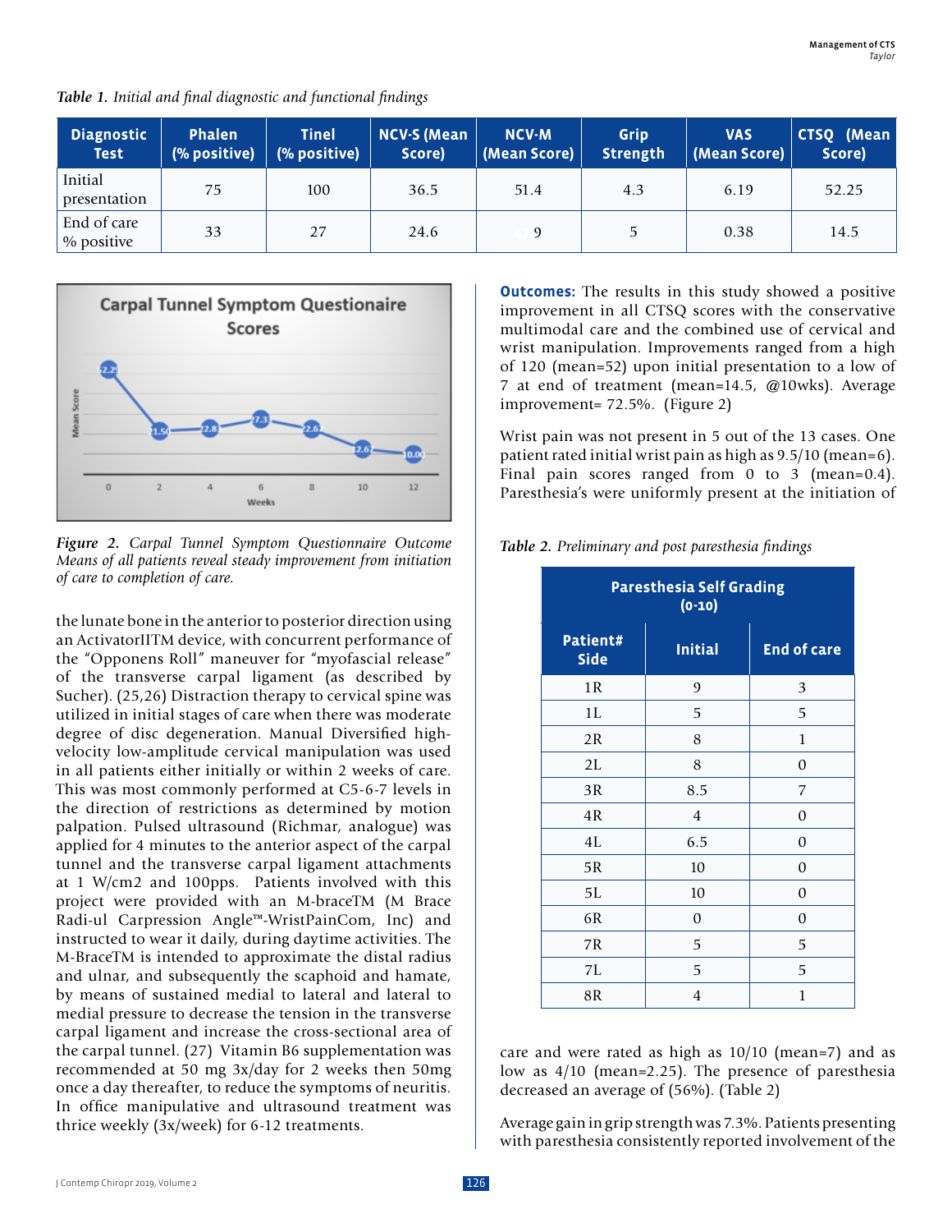*Table 1. Initial and final diagnostic and functional findings*

| Diagnostic Test | Phalen (% positive) | Tinel (% positive) | NCV-S (Mean Score) | NCV-M (Mean Score) | Grip Strength | VAS (Mean Score) | CTSQ (Mean Score) |
|---|---|---|---|---|---|---|---|
| Initial presentation | 75 | 100 | 36.5 | 51.4 | 4.3 | 6.19 | 52.25 |
| End of care % positive | 33 | 27 | 24.6 | 9 | 5 | 0.38 | 14.5 |

*Figure 2. Carpal Tunnel Symptom Questionnaire Outcome Means of all patients reveal steady improvement from initiation of care to completion of care.*

the lunate bone in the anterior to posterior direction using an ActivatorIITM device, with concurrent performance of the "Opponens Roll" maneuver for "myofascial release" of the transverse carpal ligament (as described by Sucher). (25,26) Distraction therapy to cervical spine was utilized in initial stages of care when there was moderate degree of disc degeneration. Manual Diversified high-velocity low-amplitude cervical manipulation was used in all patients either initially or within 2 weeks of care. This was most commonly performed at C5-6-7 levels in the direction of restrictions as determined by motion palpation. Pulsed ultrasound (Richmar, analogue) was applied for 4 minutes to the anterior aspect of the carpal tunnel and the transverse carpal ligament attachments at 1 W/cm2 and 100pps. Patients involved with this project were provided with an M-braceTM (M Brace Radi-ul Carpression Angle™-WristPainCom, Inc) and instructed to wear it daily, during daytime activities. The M-BraceTM is intended to approximate the distal radius and ulnar, and subsequently the scaphoid and hamate, by means of sustained medial to lateral and lateral to medial pressure to decrease the tension in the transverse carpal ligament and increase the cross-sectional area of the carpal tunnel. (27) Vitamin B6 supplementation was recommended at 50 mg 3x/day for 2 weeks then 50mg once a day thereafter, to reduce the symptoms of neuritis. In office manipulative and ultrasound treatment was thrice weekly (3x/week) for 6-12 treatments.

**Outcomes:** The results in this study showed a positive improvement in all CTSQ scores with the conservative multimodal care and the combined use of cervical and wrist manipulation. Improvements ranged from a high of 120 (mean=52) upon initial presentation to a low of 7 at end of treatment (mean=14.5, @10wks). Average improvement= 72.5%. (Figure 2)

Wrist pain was not present in 5 out of the 13 cases. One patient rated initial wrist pain as high as 9.5/10 (mean=6). Final pain scores ranged from 0 to 3 (mean=0.4). Paresthesia's were uniformly present at the initiation of care and were rated as high as 10/10 (mean=7) and as low as 4/10 (mean=2.25). The presence of paresthesia decreased an average of (56%). (Table 2)

*Table 2. Preliminary and post paresthesia findings*

| Paresthesia Self Grading (0-10) | | |
|---|---|---|
| Patient# Side | Initial | End of care |
| 1R | 9 | 3 |
| 1L | 5 | 5 |
| 2R | 8 | 1 |
| 2L | 8 | 0 |
| 3R | 8.5 | 7 |
| 4R | 4 | 0 |
| 4L | 6.5 | 0 |
| 5R | 10 | 0 |
| 5L | 10 | 0 |
| 6R | 0 | 0 |
| 7R | 5 | 5 |
| 7L | 5 | 5 |
| 8R | 4 | 1 |

Average gain in grip strength was 7.3%. Patients presenting with paresthesia consistently reported involvement of the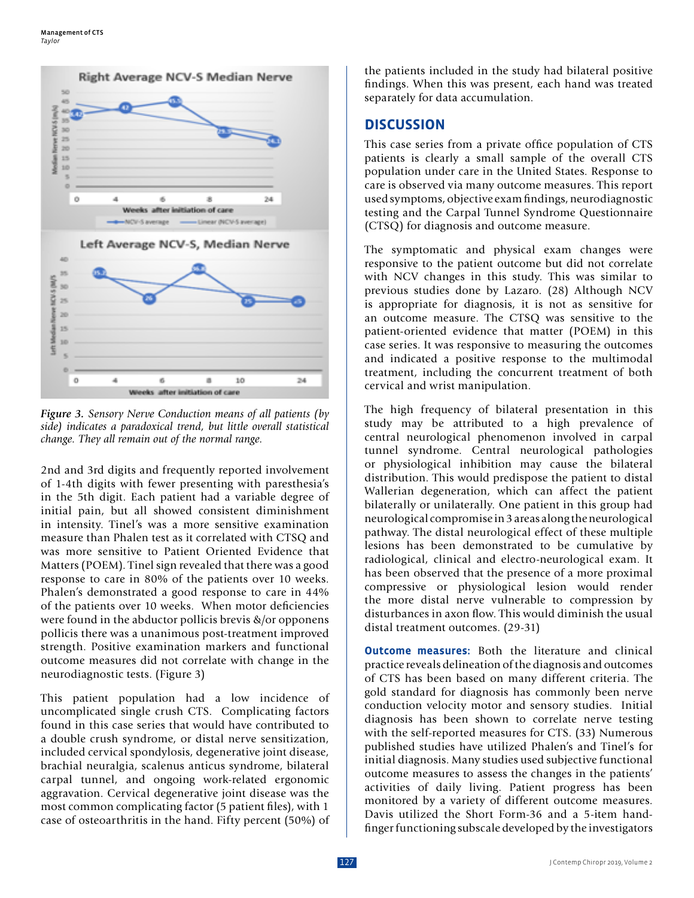Figure 3. *Sensory Nerve Conduction means of all patients (by side) indicates a paradoxical trend, but little overall statistical change. They all remain out of the normal range.*

2nd and 3rd digits and frequently reported involvement of 1-4th digits with fewer presenting with paresthesia's in the 5th digit. Each patient had a variable degree of initial pain, but all showed consistent diminishment in intensity. Tinel's was a more sensitive examination measure than Phalen test as it correlated with CTSQ and was more sensitive to Patient Oriented Evidence that Matters (POEM). Tinel sign revealed that there was a good response to care in 80% of the patients over 10 weeks. Phalen's demonstrated a good response to care in 44% of the patients over 10 weeks. When motor deficiencies were found in the abductor pollicis brevis &/or opponens pollicis there was a unanimous post-treatment improved strength. Positive examination markers and functional outcome measures did not correlate with change in the neurodiagnostic tests. (Figure 3)

This patient population had a low incidence of uncomplicated single crush CTS. Complicating factors found in this case series that would have contributed to a double crush syndrome, or distal nerve sensitization, included cervical spondylosis, degenerative joint disease, brachial neuralgia, scalenus anticus syndrome, bilateral carpal tunnel, and ongoing work-related ergonomic aggravation. Cervical degenerative joint disease was the most common complicating factor (5 patient files), with 1 case of osteoarthritis in the hand. Fifty percent (50%) of the patients included in the study had bilateral positive findings. When this was present, each hand was treated separately for data accumulation.

## DISCUSSION

This case series from a private office population of CTS patients is clearly a small sample of the overall CTS population under care in the United States. Response to care is observed via many outcome measures. This report used symptoms, objective exam findings, neurodiagnostic testing and the Carpal Tunnel Syndrome Questionnaire (CTSQ) for diagnosis and outcome measure.

The symptomatic and physical exam changes were responsive to the patient outcome but did not correlate with NCV changes in this study. This was similar to previous studies done by Lazaro. (28) Although NCV is appropriate for diagnosis, it is not as sensitive for an outcome measure. The CTSQ was sensitive to the patient-oriented evidence that matter (POEM) in this case series. It was responsive to measuring the outcomes and indicated a positive response to the multimodal treatment, including the concurrent treatment of both cervical and wrist manipulation.

The high frequency of bilateral presentation in this study may be attributed to a high prevalence of central neurological phenomenon involved in carpal tunnel syndrome. Central neurological pathologies or physiological inhibition may cause the bilateral distribution. This would predispose the patient to distal Wallerian degeneration, which can affect the patient bilaterally or unilaterally. One patient in this group had neurological compromise in 3 areas along the neurological pathway. The distal neurological effect of these multiple lesions has been demonstrated to be cumulative by radiological, clinical and electro-neurological exam. It has been observed that the presence of a more proximal compressive or physiological lesion would render the more distal nerve vulnerable to compression by disturbances in axon flow. This would diminish the usual distal treatment outcomes. (29-31)

**Outcome measures:** Both the literature and clinical practice reveals delineation of the diagnosis and outcomes of CTS has been based on many different criteria. The gold standard for diagnosis has commonly been nerve conduction velocity motor and sensory studies. Initial diagnosis has been shown to correlate nerve testing with the self-reported measures for CTS. (33) Numerous published studies have utilized Phalen's and Tinel's for initial diagnosis. Many studies used subjective functional outcome measures to assess the changes in the patients' activities of daily living. Patient progress has been monitored by a variety of different outcome measures. Davis utilized the Short Form-36 and a 5-item hand-finger functioning subscale developed by the investigators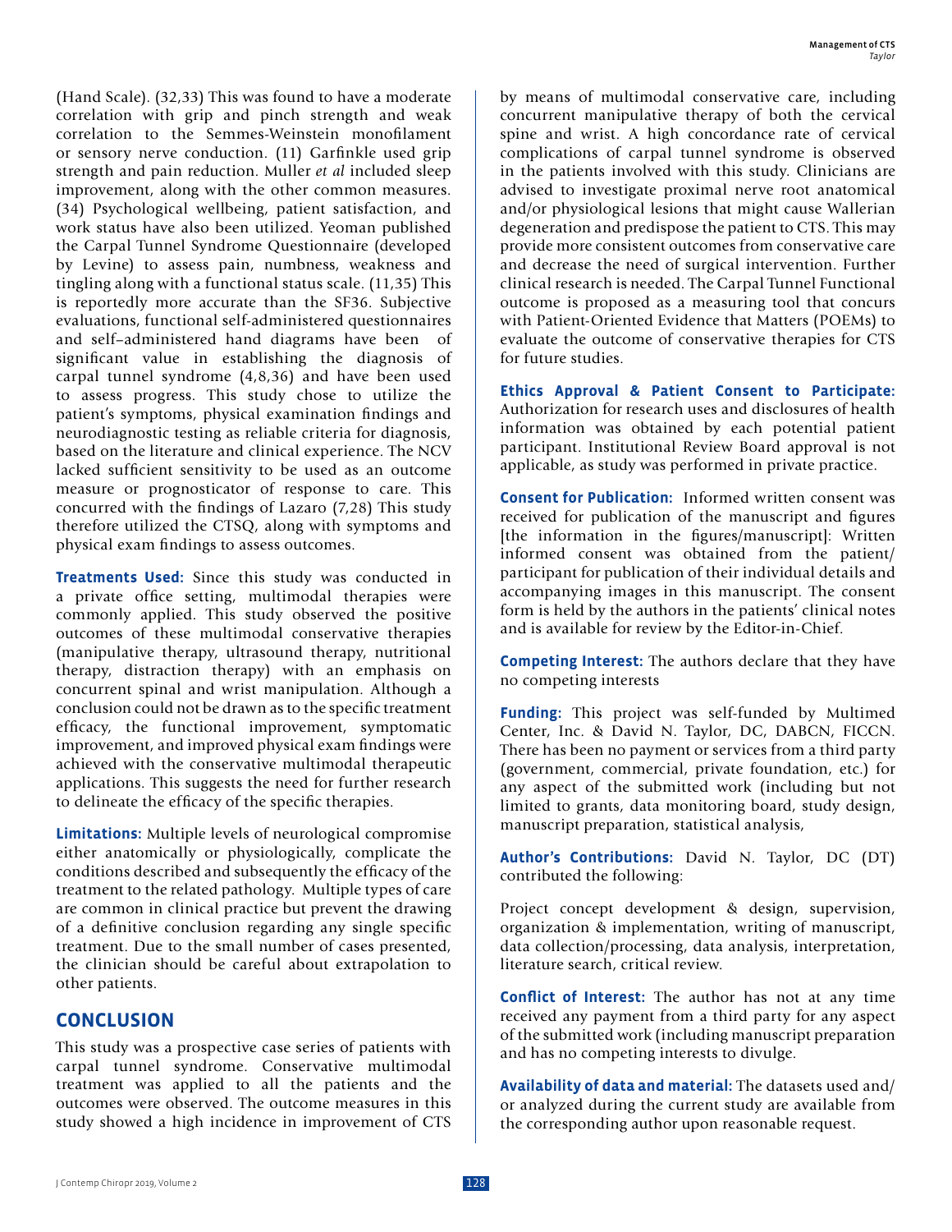(Hand Scale). (32,33) This was found to have a moderate correlation with grip and pinch strength and weak correlation to the Semmes-Weinstein monofilament or sensory nerve conduction. (11) Garfinkle used grip strength and pain reduction. Muller *et al* included sleep improvement, along with the other common measures. (34) Psychological wellbeing, patient satisfaction, and work status have also been utilized. Yeoman published the Carpal Tunnel Syndrome Questionnaire (developed by Levine) to assess pain, numbness, weakness and tingling along with a functional status scale. (11,35) This is reportedly more accurate than the SF36. Subjective evaluations, functional self-administered questionnaires and self–administered hand diagrams have been of significant value in establishing the diagnosis of carpal tunnel syndrome (4,8,36) and have been used to assess progress. This study chose to utilize the patient's symptoms, physical examination findings and neurodiagnostic testing as reliable criteria for diagnosis, based on the literature and clinical experience. The NCV lacked sufficient sensitivity to be used as an outcome measure or prognosticator of response to care. This concurred with the findings of Lazaro (7,28) This study therefore utilized the CTSQ, along with symptoms and physical exam findings to assess outcomes.

**Treatments Used:** Since this study was conducted in a private office setting, multimodal therapies were commonly applied. This study observed the positive outcomes of these multimodal conservative therapies (manipulative therapy, ultrasound therapy, nutritional therapy, distraction therapy) with an emphasis on concurrent spinal and wrist manipulation. Although a conclusion could not be drawn as to the specific treatment efficacy, the functional improvement, symptomatic improvement, and improved physical exam findings were achieved with the conservative multimodal therapeutic applications. This suggests the need for further research to delineate the efficacy of the specific therapies.

**Limitations:** Multiple levels of neurological compromise either anatomically or physiologically, complicate the conditions described and subsequently the efficacy of the treatment to the related pathology. Multiple types of care are common in clinical practice but prevent the drawing of a definitive conclusion regarding any single specific treatment. Due to the small number of cases presented, the clinician should be careful about extrapolation to other patients.

## CONCLUSION

This study was a prospective case series of patients with carpal tunnel syndrome. Conservative multimodal treatment was applied to all the patients and the outcomes were observed. The outcome measures in this study showed a high incidence in improvement of CTS by means of multimodal conservative care, including concurrent manipulative therapy of both the cervical spine and wrist. A high concordance rate of cervical complications of carpal tunnel syndrome is observed in the patients involved with this study. Clinicians are advised to investigate proximal nerve root anatomical and/or physiological lesions that might cause Wallerian degeneration and predispose the patient to CTS. This may provide more consistent outcomes from conservative care and decrease the need of surgical intervention. Further clinical research is needed. The Carpal Tunnel Functional outcome is proposed as a measuring tool that concurs with Patient-Oriented Evidence that Matters (POEMs) to evaluate the outcome of conservative therapies for CTS for future studies.

**Ethics Approval & Patient Consent to Participate:** Authorization for research uses and disclosures of health information was obtained by each potential patient participant. Institutional Review Board approval is not applicable, as study was performed in private practice.

**Consent for Publication:** Informed written consent was received for publication of the manuscript and figures [the information in the figures/manuscript]: Written informed consent was obtained from the patient/participant for publication of their individual details and accompanying images in this manuscript. The consent form is held by the authors in the patients' clinical notes and is available for review by the Editor-in-Chief.

**Competing Interest:** The authors declare that they have no competing interests

**Funding:** This project was self-funded by Multimed Center, Inc. & David N. Taylor, DC, DABCN, FICCN. There has been no payment or services from a third party (government, commercial, private foundation, etc.) for any aspect of the submitted work (including but not limited to grants, data monitoring board, study design, manuscript preparation, statistical analysis,

**Author's Contributions:** David N. Taylor, DC (DT) contributed the following:

Project concept development & design, supervision, organization & implementation, writing of manuscript, data collection/processing, data analysis, interpretation, literature search, critical review.

**Conflict of Interest:** The author has not at any time received any payment from a third party for any aspect of the submitted work (including manuscript preparation and has no competing interests to divulge.

**Availability of data and material:** The datasets used and/or analyzed during the current study are available from the corresponding author upon reasonable request.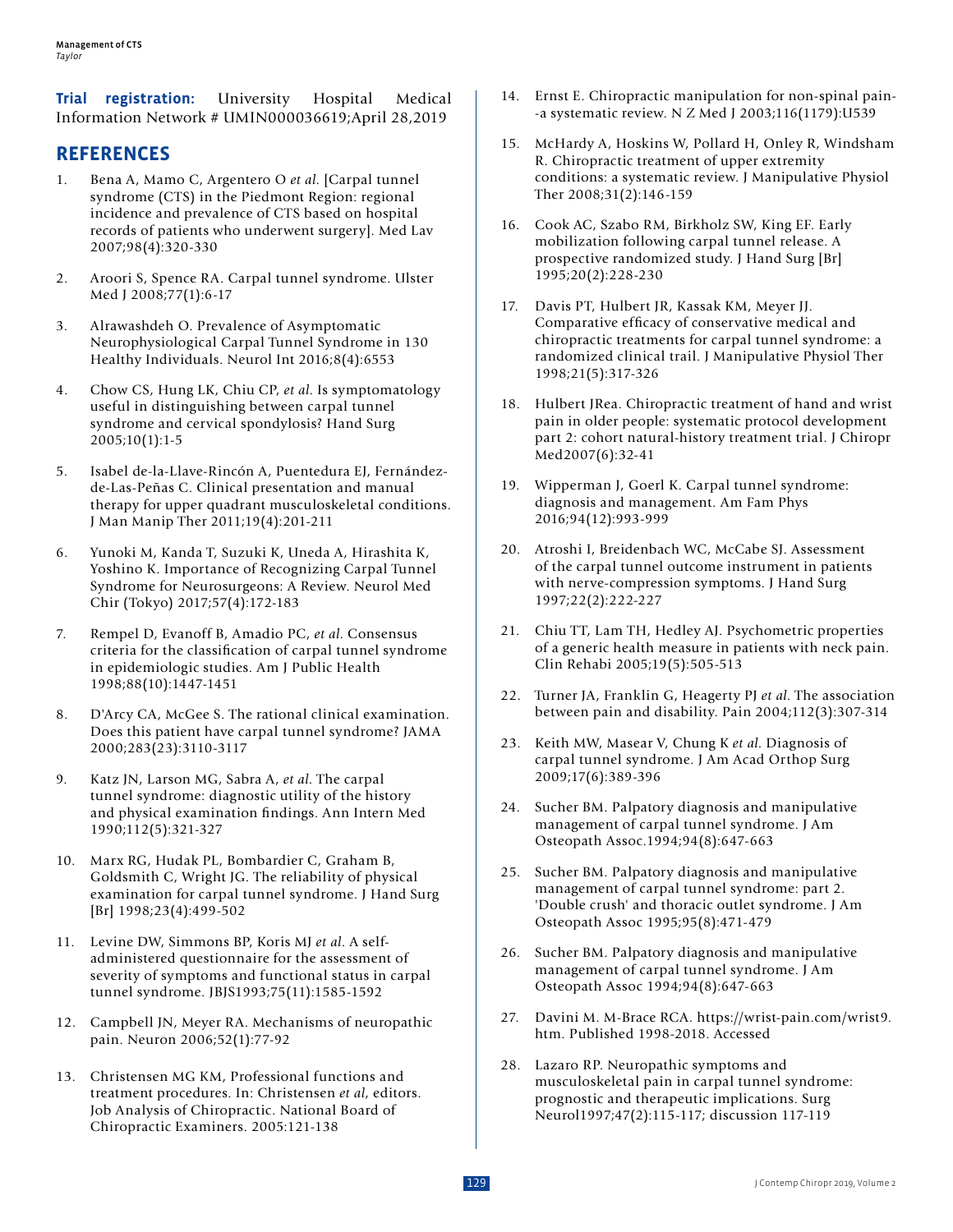**Trial registration:** University Hospital Medical Information Network # UMIN000036619;April 28,2019

## REFERENCES

1. Bena A, Mamo C, Argentero O *et al*. [Carpal tunnel syndrome (CTS) in the Piedmont Region: regional incidence and prevalence of CTS based on hospital records of patients who underwent surgery]. Med Lav 2007;98(4):320-330
2. Aroori S, Spence RA. Carpal tunnel syndrome. Ulster Med J 2008;77(1):6-17
3. Alrawashdeh O. Prevalence of Asymptomatic Neurophysiological Carpal Tunnel Syndrome in 130 Healthy Individuals. Neurol Int 2016;8(4):6553
4. Chow CS, Hung LK, Chiu CP, *et al*. Is symptomatology useful in distinguishing between carpal tunnel syndrome and cervical spondylosis? Hand Surg 2005;10(1):1-5
5. Isabel de-la-Llave-Rincón A, Puentedura EJ, Fernández-de-Las-Peñas C. Clinical presentation and manual therapy for upper quadrant musculoskeletal conditions. J Man Manip Ther 2011;19(4):201-211
6. Yunoki M, Kanda T, Suzuki K, Uneda A, Hirashita K, Yoshino K. Importance of Recognizing Carpal Tunnel Syndrome for Neurosurgeons: A Review. Neurol Med Chir (Tokyo) 2017;57(4):172-183
7. Rempel D, Evanoff B, Amadio PC, *et al*. Consensus criteria for the classification of carpal tunnel syndrome in epidemiologic studies. Am J Public Health 1998;88(10):1447-1451
8. D'Arcy CA, McGee S. The rational clinical examination. Does this patient have carpal tunnel syndrome? JAMA 2000;283(23):3110-3117
9. Katz JN, Larson MG, Sabra A, *et al*. The carpal tunnel syndrome: diagnostic utility of the history and physical examination findings. Ann Intern Med 1990;112(5):321-327
10. Marx RG, Hudak PL, Bombardier C, Graham B, Goldsmith C, Wright JG. The reliability of physical examination for carpal tunnel syndrome. J Hand Surg [Br] 1998;23(4):499-502
11. Levine DW, Simmons BP, Koris MJ *et al*. A self-administered questionnaire for the assessment of severity of symptoms and functional status in carpal tunnel syndrome. JBJS1993;75(11):1585-1592
12. Campbell JN, Meyer RA. Mechanisms of neuropathic pain. Neuron 2006;52(1):77-92
13. Christensen MG KM, Professional functions and treatment procedures. In: Christensen *et al*, editors. Job Analysis of Chiropractic. National Board of Chiropractic Examiners. 2005:121-138
14. Ernst E. Chiropractic manipulation for non-spinal pain--a systematic review. N Z Med J 2003;116(1179):U539
15. McHardy A, Hoskins W, Pollard H, Onley R, Windsham R. Chiropractic treatment of upper extremity conditions: a systematic review. J Manipulative Physiol Ther 2008;31(2):146-159
16. Cook AC, Szabo RM, Birkholz SW, King EF. Early mobilization following carpal tunnel release. A prospective randomized study. J Hand Surg [Br] 1995;20(2):228-230
17. Davis PT, Hulbert JR, Kassak KM, Meyer JJ. Comparative efficacy of conservative medical and chiropractic treatments for carpal tunnel syndrome: a randomized clinical trail. J Manipulative Physiol Ther 1998;21(5):317-326
18. Hulbert JRea. Chiropractic treatment of hand and wrist pain in older people: systematic protocol development part 2: cohort natural-history treatment trial. J Chiropr Med2007(6):32-41
19. Wipperman J, Goerl K. Carpal tunnel syndrome: diagnosis and management. Am Fam Phys 2016;94(12):993-999
20. Atroshi I, Breidenbach WC, McCabe SJ. Assessment of the carpal tunnel outcome instrument in patients with nerve-compression symptoms. J Hand Surg 1997;22(2):222-227
21. Chiu TT, Lam TH, Hedley AJ. Psychometric properties of a generic health measure in patients with neck pain. Clin Rehabi 2005;19(5):505-513
22. Turner JA, Franklin G, Heagerty PJ *et al*. The association between pain and disability. Pain 2004;112(3):307-314
23. Keith MW, Masear V, Chung K *et al*. Diagnosis of carpal tunnel syndrome. J Am Acad Orthop Surg 2009;17(6):389-396
24. Sucher BM. Palpatory diagnosis and manipulative management of carpal tunnel syndrome. J Am Osteopath Assoc.1994;94(8):647-663
25. Sucher BM. Palpatory diagnosis and manipulative management of carpal tunnel syndrome: part 2. 'Double crush' and thoracic outlet syndrome. J Am Osteopath Assoc 1995;95(8):471-479
26. Sucher BM. Palpatory diagnosis and manipulative management of carpal tunnel syndrome. J Am Osteopath Assoc 1994;94(8):647-663
27. Davini M. M-Brace RCA. https://wrist-pain.com/wrist9.htm. Published 1998-2018. Accessed
28. Lazaro RP. Neuropathic symptoms and musculoskeletal pain in carpal tunnel syndrome: prognostic and therapeutic implications. Surg Neurol1997;47(2):115-117; discussion 117-119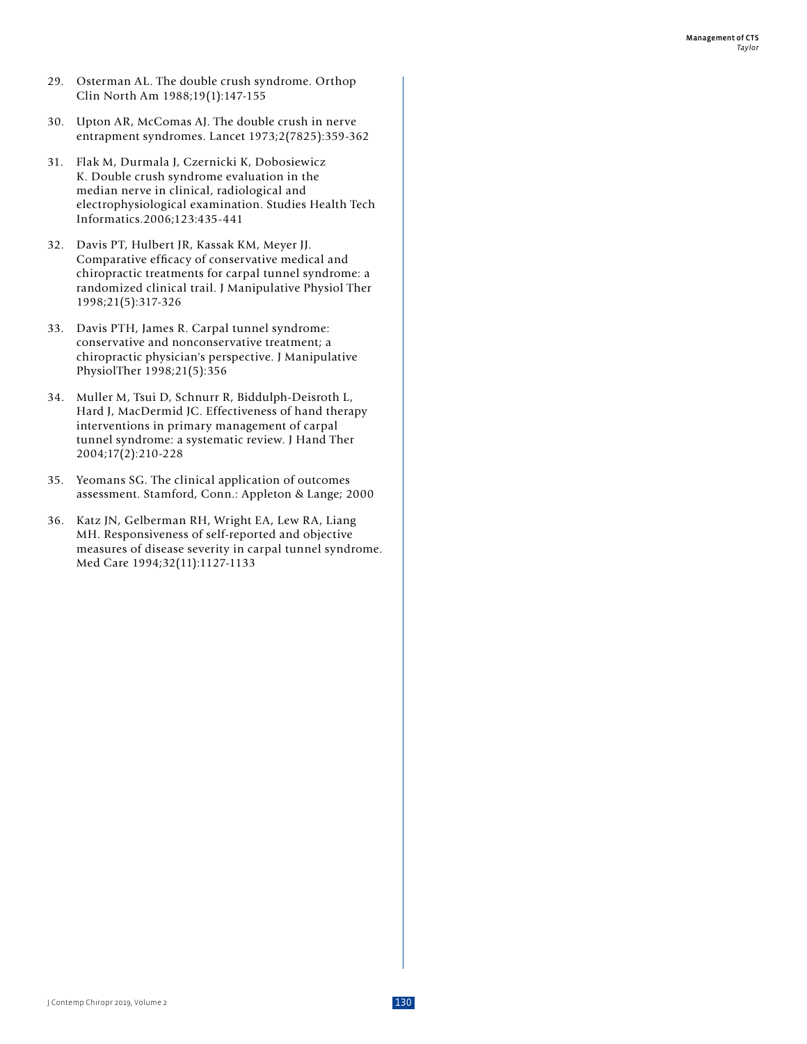29. Osterman AL. The double crush syndrome. Orthop Clin North Am 1988;19(1):147-155

30. Upton AR, McComas AJ. The double crush in nerve entrapment syndromes. Lancet 1973;2(7825):359-362

31. Flak M, Durmala J, Czernicki K, Dobosiewicz K. Double crush syndrome evaluation in the median nerve in clinical, radiological and electrophysiological examination. Studies Health Tech Informatics.2006;123:435-441

32. Davis PT, Hulbert JR, Kassak KM, Meyer JJ. Comparative efficacy of conservative medical and chiropractic treatments for carpal tunnel syndrome: a randomized clinical trail. J Manipulative Physiol Ther 1998;21(5):317-326

33. Davis PTH, James R. Carpal tunnel syndrome: conservative and nonconservative treatment; a chiropractic physician's perspective. J Manipulative PhysiolTher 1998;21(5):356

34. Muller M, Tsui D, Schnurr R, Biddulph-Deisroth L, Hard J, MacDermid JC. Effectiveness of hand therapy interventions in primary management of carpal tunnel syndrome: a systematic review. J Hand Ther 2004;17(2):210-228

35. Yeomans SG. The clinical application of outcomes assessment. Stamford, Conn.: Appleton & Lange; 2000

36. Katz JN, Gelberman RH, Wright EA, Lew RA, Liang MH. Responsiveness of self-reported and objective measures of disease severity in carpal tunnel syndrome. Med Care 1994;32(11):1127-1133